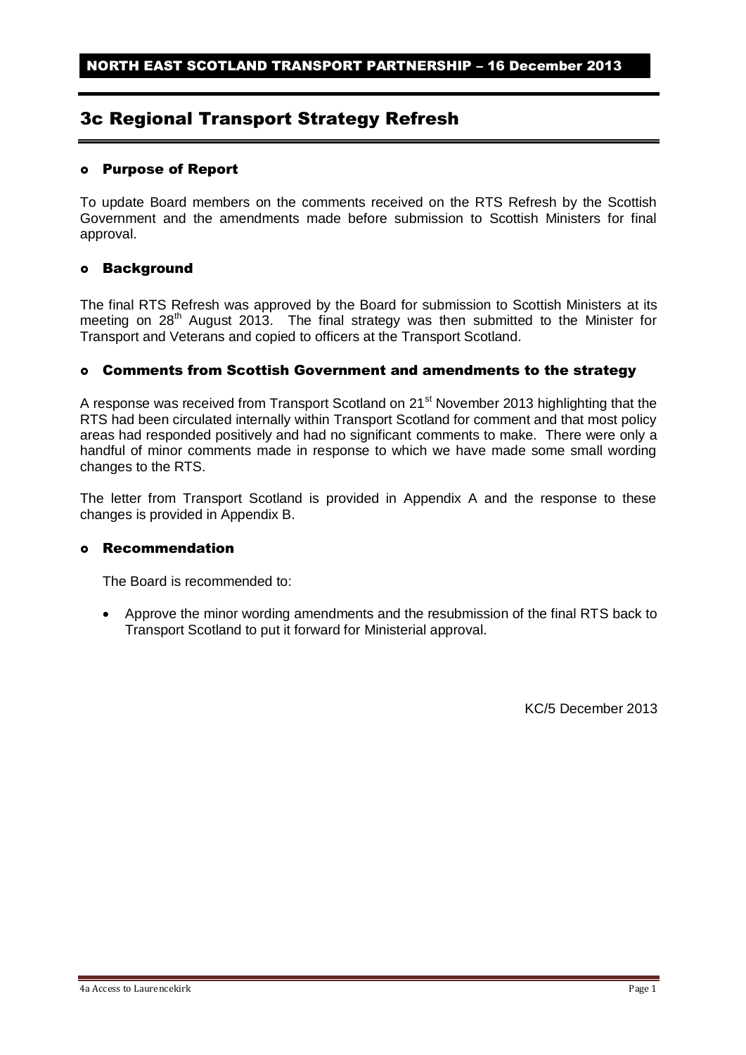NORTH EAST SCOTLAND TRANSPORT PARTNERSHIP – 16 December 2013

# 3c Regional Transport Strategy Refresh

## Purpose of Report

To update Board members on the comments received on the RTS Refresh by the Scottish Government and the amendments made before submission to Scottish Ministers for final approval.

## Background

The final RTS Refresh was approved by the Board for submission to Scottish Ministers at its meeting on 28th August 2013. The final strategy was then submitted to the Minister for Transport and Veterans and copied to officers at the Transport Scotland.

## Comments from Scottish Government and amendments to the strategy

A response was received from Transport Scotland on 21st November 2013 highlighting that the RTS had been circulated internally within Transport Scotland for comment and that most policy areas had responded positively and had no significant comments to make. There were only a handful of minor comments made in response to which we have made some small wording changes to the RTS.

The letter from Transport Scotland is provided in Appendix A and the response to these changes is provided in Appendix B.

## Recommendation

The Board is recommended to:

- Approve the minor wording amendments and the resubmission of the final RTS back to Transport Scotland to put it forward for Ministerial approval.

KC/5 December 2013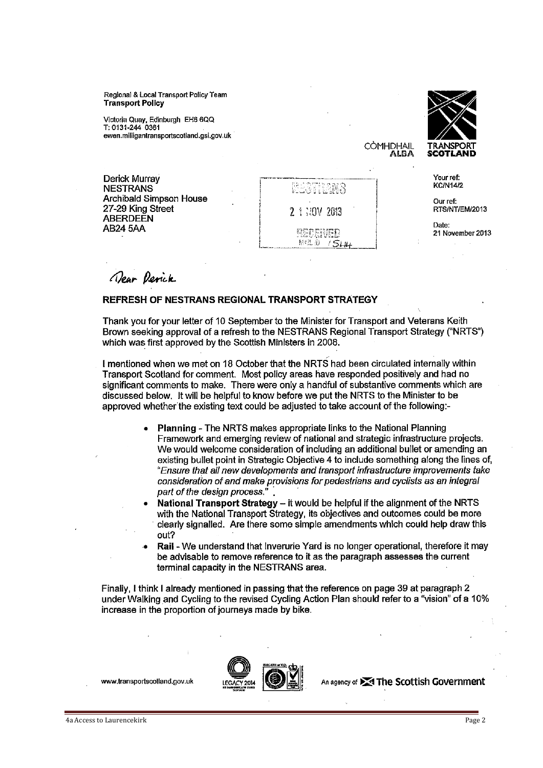Regional & Local Transport Policy Team
**Transport Policy**

Victoria Quay, Edinburgh EH6 6QQ
T: 0131-244 0361
ewen.milligantransportscotland.gsi.gov.uk

CÒMHDHAIL ALBA
TRANSPORT SCOTLAND

Derick Murray
NESTRANS
Archibald Simpson House
27-29 King Street
ABERDEEN
AB24 5AA

NESTRANS
21 NOV 2013
RECEIVED
MAIL ID /5L44

Your ref:
KC/N14/2

Our ref:
RTS/NT/EM/2013

Date:
21 November 2013

Dear Derick

**REFRESH OF NESTRANS REGIONAL TRANSPORT STRATEGY**

Thank you for your letter of 10 September to the Minister for Transport and Veterans Keith Brown seeking approval of a refresh to the NESTRANS Regional Transport Strategy ("NRTS") which was first approved by the Scottish Ministers in 2008.

I mentioned when we met on 18 October that the NRTS had been circulated internally within Transport Scotland for comment. Most policy areas have responded positively and had no significant comments to make. There were only a handful of substantive comments which are discussed below. It will be helpful to know before we put the NRTS to the Minister to be approved whether the existing text could be adjusted to take account of the following:-

- **Planning** - The NRTS makes appropriate links to the National Planning Framework and emerging review of national and strategic infrastructure projects. We would welcome consideration of including an additional bullet or amending an existing bullet point in Strategic Objective 4 to include something along the lines of, "*Ensure that all new developments and transport infrastructure improvements take consideration of and make provisions for pedestrians and cyclists as an integral part of the design process.*".
- **National Transport Strategy** – it would be helpful if the alignment of the NRTS with the National Transport Strategy, its objectives and outcomes could be more clearly signalled. Are there some simple amendments which could help draw this out?
- **Rail** - We understand that Inverurie Yard is no longer operational, therefore it may be advisable to remove reference to it as the paragraph assesses the current terminal capacity in the NESTRANS area.

Finally, I think I already mentioned in passing that the reference on page 39 at paragraph 2 under Walking and Cycling to the revised Cycling Action Plan should refer to a "vision" of a 10% increase in the proportion of journeys made by bike.

www.transportscotland.gov.uk

An agency of The Scottish Government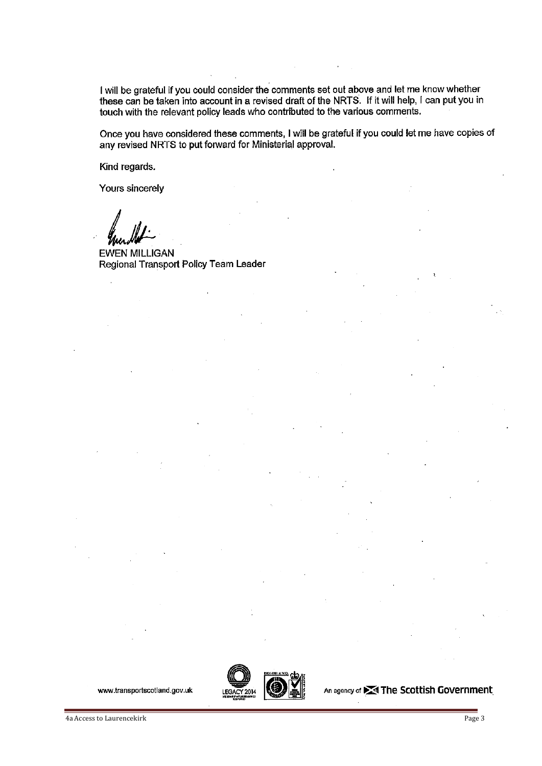I will be grateful if you could consider the comments set out above and let me know whether these can be taken into account in a revised draft of the NRTS. If it will help, I can put you in touch with the relevant policy leads who contributed to the various comments.

Once you have considered these comments, I will be grateful if you could let me have copies of any revised NRTS to put forward for Ministerial approval.

Kind regards.

Yours sincerely

EWEN MILLIGAN
Regional Transport Policy Team Leader

www.transportscotland.gov.uk

An agency of The Scottish Government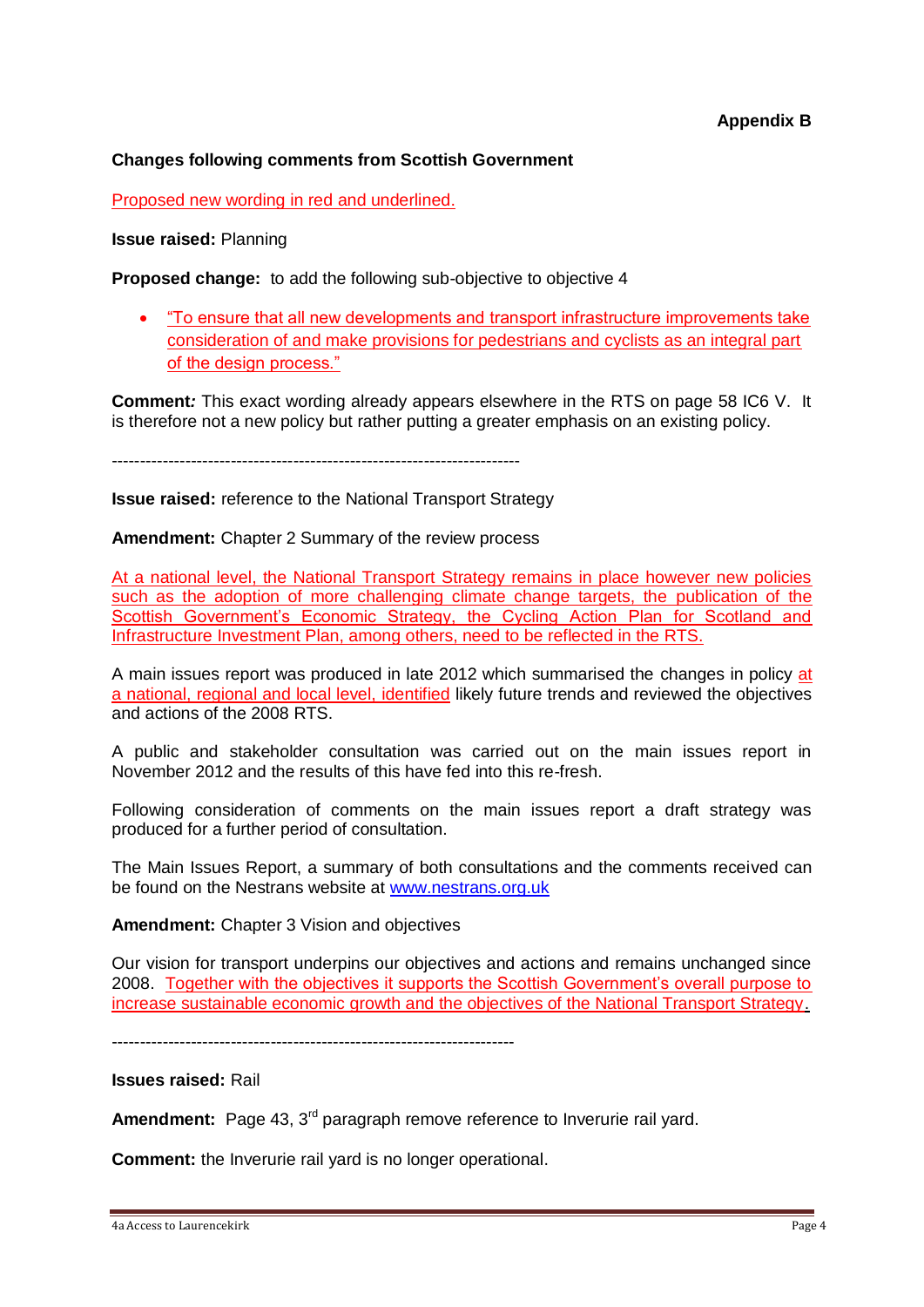**Appendix B**

**Changes following comments from Scottish Government**

<u>Proposed new wording in red and underlined.</u>

**Issue raised:** Planning

**Proposed change:** to add the following sub-objective to objective 4

- <u>"To ensure that all new developments and transport infrastructure improvements take consideration of and make provisions for pedestrians and cyclists as an integral part of the design process."</u>

**Comment***:* This exact wording already appears elsewhere in the RTS on page 58 IC6 V. It is therefore not a new policy but rather putting a greater emphasis on an existing policy.

------------------------------------------------------------------------

**Issue raised:** reference to the National Transport Strategy

**Amendment:** Chapter 2 Summary of the review process

<u>At a national level, the National Transport Strategy remains in place however new policies such as the adoption of more challenging climate change targets, the publication of the Scottish Government's Economic Strategy, the Cycling Action Plan for Scotland and Infrastructure Investment Plan, among others, need to be reflected in the RTS.</u>

A main issues report was produced in late 2012 which summarised the changes in policy <u>at a national, regional and local level, identified</u> likely future trends and reviewed the objectives and actions of the 2008 RTS.

A public and stakeholder consultation was carried out on the main issues report in November 2012 and the results of this have fed into this re-fresh.

Following consideration of comments on the main issues report a draft strategy was produced for a further period of consultation.

The Main Issues Report, a summary of both consultations and the comments received can be found on the Nestrans website at www.nestrans.org.uk

**Amendment:** Chapter 3 Vision and objectives

Our vision for transport underpins our objectives and actions and remains unchanged since 2008. <u>Together with the objectives it supports the Scottish Government's overall purpose to increase sustainable economic growth and the objectives of the National Transport Strategy.</u>

-----------------------------------------------------------------------

**Issues raised:** Rail

**Amendment:** Page 43, 3rd paragraph remove reference to Inverurie rail yard.

**Comment:** the Inverurie rail yard is no longer operational.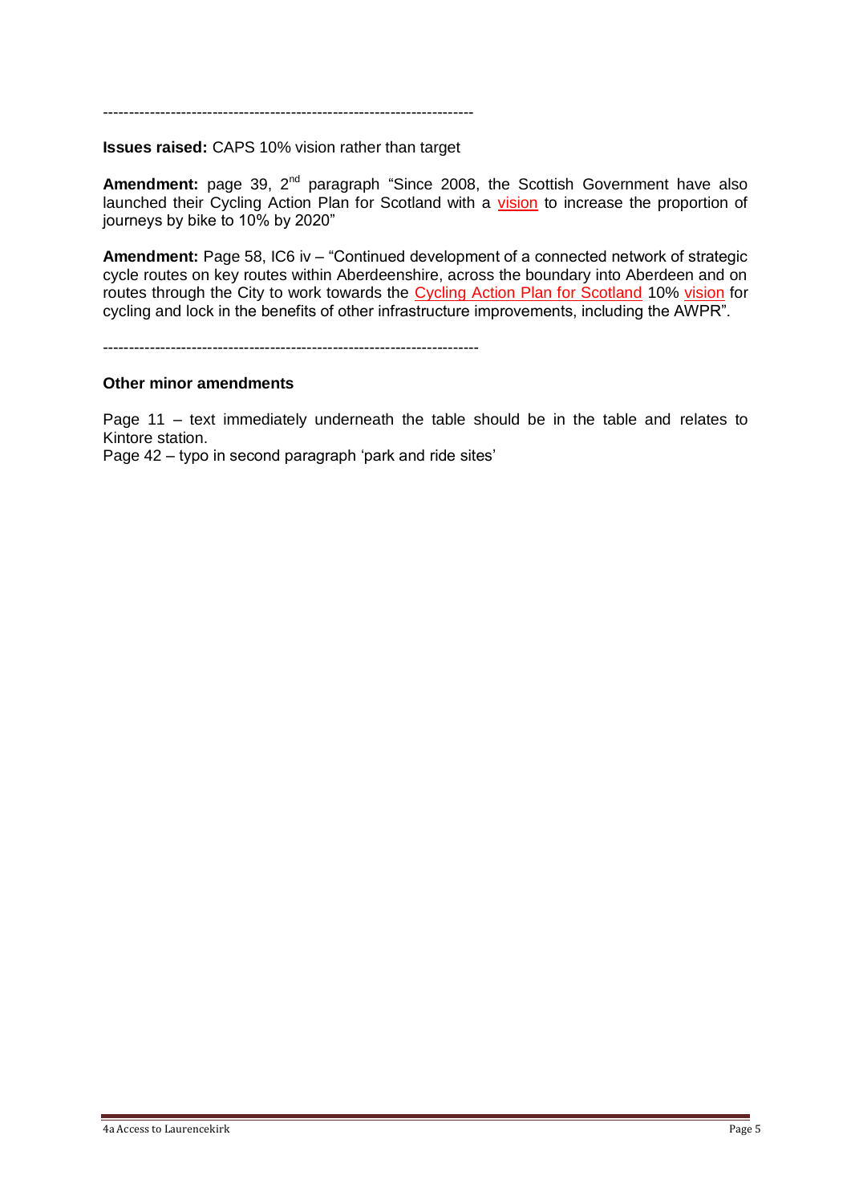-----------------------------------------------------------------------

**Issues raised:** CAPS 10% vision rather than target

**Amendment:** page 39, 2nd paragraph "Since 2008, the Scottish Government have also launched their Cycling Action Plan for Scotland with a vision to increase the proportion of journeys by bike to 10% by 2020"

**Amendment:** Page 58, IC6 iv – "Continued development of a connected network of strategic cycle routes on key routes within Aberdeenshire, across the boundary into Aberdeen and on routes through the City to work towards the Cycling Action Plan for Scotland 10% vision for cycling and lock in the benefits of other infrastructure improvements, including the AWPR".

------------------------------------------------------------------------

**Other minor amendments**

Page 11 – text immediately underneath the table should be in the table and relates to Kintore station.
Page 42 – typo in second paragraph 'park and ride sites'